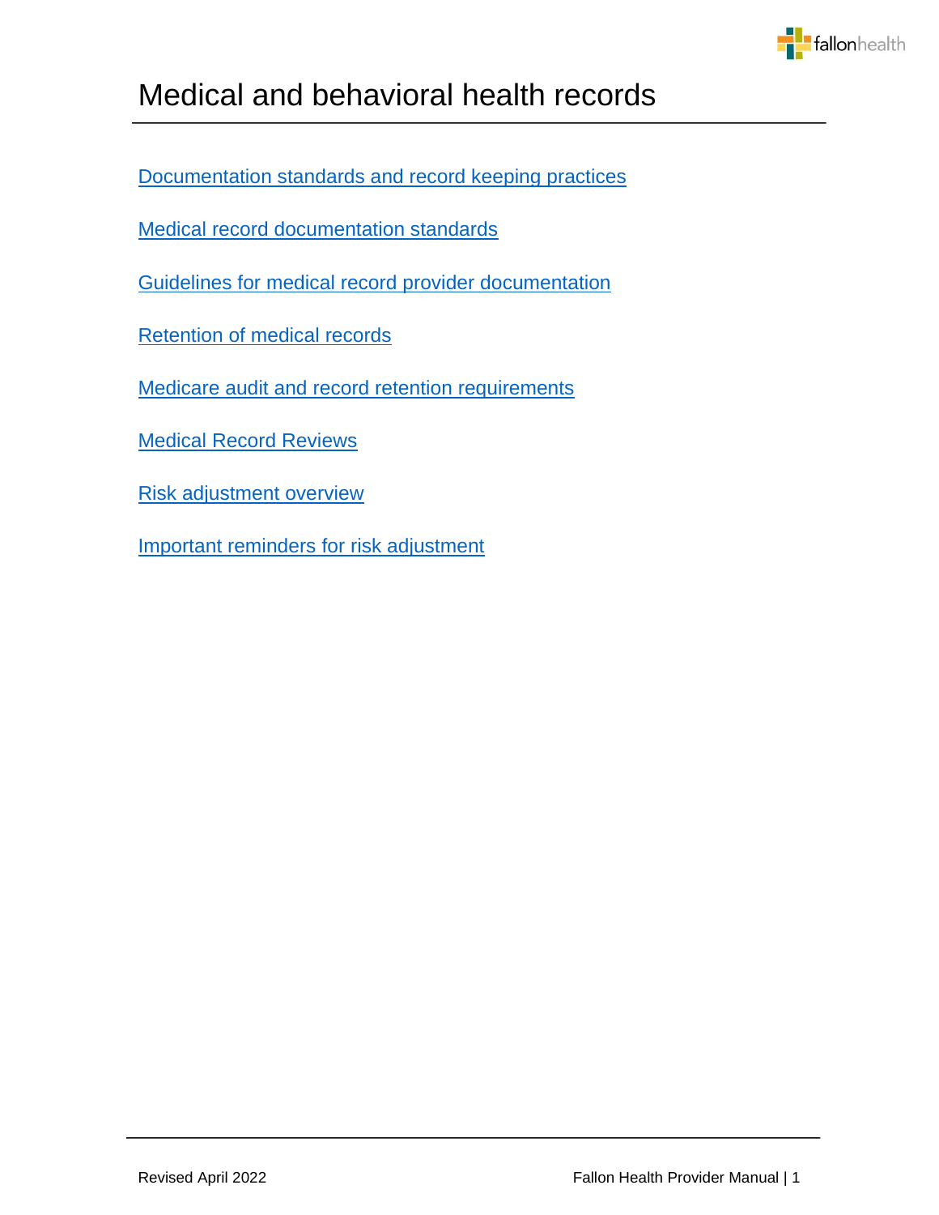# Medical and behavioral health records

Documentation standards and record keeping practices

Medical record documentation standards

Guidelines for medical record provider documentation

Retention of medical records

Medicare audit and record retention requirements

Medical Record Reviews

Risk adjustment overview

Important reminders for risk adjustment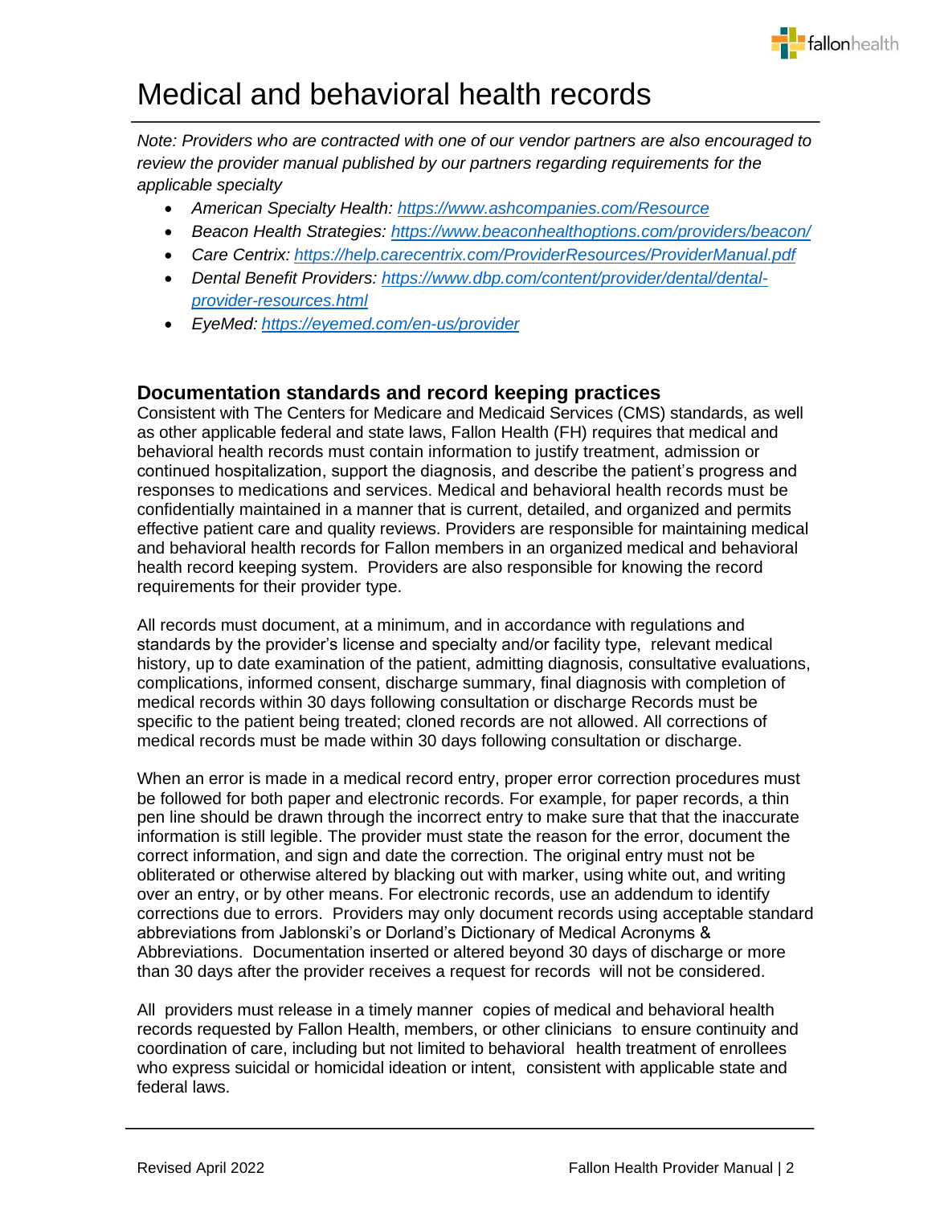# Medical and behavioral health records

*Note: Providers who are contracted with one of our vendor partners are also encouraged to review the provider manual published by our partners regarding requirements for the applicable specialty*

- *American Specialty Health: https://www.ashcompanies.com/Resource*
- *Beacon Health Strategies: https://www.beaconhealthoptions.com/providers/beacon/*
- *Care Centrix: https://help.carecentrix.com/ProviderResources/ProviderManual.pdf*
- *Dental Benefit Providers: https://www.dbp.com/content/provider/dental/dental-provider-resources.html*
- *EyeMed: https://eyemed.com/en-us/provider*

## Documentation standards and record keeping practices

Consistent with The Centers for Medicare and Medicaid Services (CMS) standards, as well as other applicable federal and state laws, Fallon Health (FH) requires that medical and behavioral health records must contain information to justify treatment, admission or continued hospitalization, support the diagnosis, and describe the patient's progress and responses to medications and services. Medical and behavioral health records must be confidentially maintained in a manner that is current, detailed, and organized and permits effective patient care and quality reviews. Providers are responsible for maintaining medical and behavioral health records for Fallon members in an organized medical and behavioral health record keeping system. Providers are also responsible for knowing the record requirements for their provider type.

All records must document, at a minimum, and in accordance with regulations and standards by the provider's license and specialty and/or facility type, relevant medical history, up to date examination of the patient, admitting diagnosis, consultative evaluations, complications, informed consent, discharge summary, final diagnosis with completion of medical records within 30 days following consultation or discharge Records must be specific to the patient being treated; cloned records are not allowed. All corrections of medical records must be made within 30 days following consultation or discharge.

When an error is made in a medical record entry, proper error correction procedures must be followed for both paper and electronic records. For example, for paper records, a thin pen line should be drawn through the incorrect entry to make sure that that the inaccurate information is still legible. The provider must state the reason for the error, document the correct information, and sign and date the correction. The original entry must not be obliterated or otherwise altered by blacking out with marker, using white out, and writing over an entry, or by other means. For electronic records, use an addendum to identify corrections due to errors. Providers may only document records using acceptable standard abbreviations from Jablonski's or Dorland's Dictionary of Medical Acronyms & Abbreviations. Documentation inserted or altered beyond 30 days of discharge or more than 30 days after the provider receives a request for records will not be considered.

All providers must release in a timely manner copies of medical and behavioral health records requested by Fallon Health, members, or other clinicians to ensure continuity and coordination of care, including but not limited to behavioral health treatment of enrollees who express suicidal or homicidal ideation or intent, consistent with applicable state and federal laws.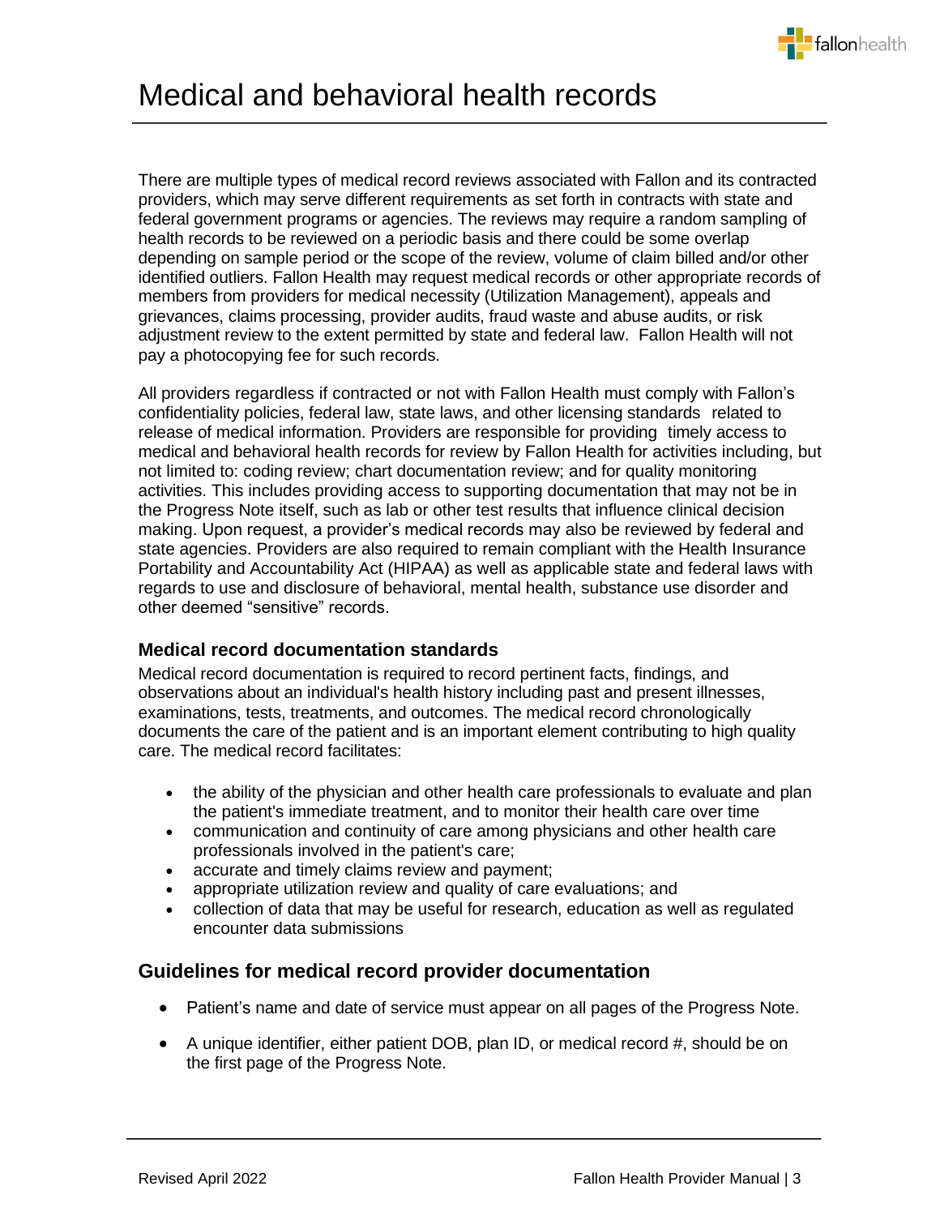# Medical and behavioral health records

There are multiple types of medical record reviews associated with Fallon and its contracted providers, which may serve different requirements as set forth in contracts with state and federal government programs or agencies. The reviews may require a random sampling of health records to be reviewed on a periodic basis and there could be some overlap depending on sample period or the scope of the review, volume of claim billed and/or other identified outliers. Fallon Health may request medical records or other appropriate records of members from providers for medical necessity (Utilization Management), appeals and grievances, claims processing, provider audits, fraud waste and abuse audits, or risk adjustment review to the extent permitted by state and federal law. Fallon Health will not pay a photocopying fee for such records.

All providers regardless if contracted or not with Fallon Health must comply with Fallon's confidentiality policies, federal law, state laws, and other licensing standards related to release of medical information. Providers are responsible for providing timely access to medical and behavioral health records for review by Fallon Health for activities including, but not limited to: coding review; chart documentation review; and for quality monitoring activities. This includes providing access to supporting documentation that may not be in the Progress Note itself, such as lab or other test results that influence clinical decision making. Upon request, a provider's medical records may also be reviewed by federal and state agencies. Providers are also required to remain compliant with the Health Insurance Portability and Accountability Act (HIPAA) as well as applicable state and federal laws with regards to use and disclosure of behavioral, mental health, substance use disorder and other deemed "sensitive" records.

### Medical record documentation standards

Medical record documentation is required to record pertinent facts, findings, and observations about an individual's health history including past and present illnesses, examinations, tests, treatments, and outcomes. The medical record chronologically documents the care of the patient and is an important element contributing to high quality care. The medical record facilitates:

- the ability of the physician and other health care professionals to evaluate and plan the patient's immediate treatment, and to monitor their health care over time
- communication and continuity of care among physicians and other health care professionals involved in the patient's care;
- accurate and timely claims review and payment;
- appropriate utilization review and quality of care evaluations; and
- collection of data that may be useful for research, education as well as regulated encounter data submissions

## Guidelines for medical record provider documentation

- Patient's name and date of service must appear on all pages of the Progress Note.
- A unique identifier, either patient DOB, plan ID, or medical record #, should be on the first page of the Progress Note.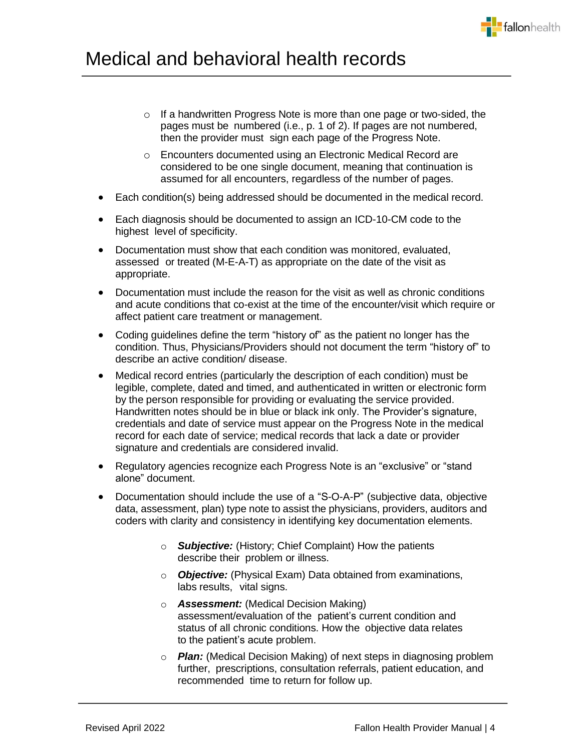# Medical and behavioral health records

- If a handwritten Progress Note is more than one page or two-sided, the pages must be numbered (i.e., p. 1 of 2). If pages are not numbered, then the provider must sign each page of the Progress Note.
- Encounters documented using an Electronic Medical Record are considered to be one single document, meaning that continuation is assumed for all encounters, regardless of the number of pages.

- Each condition(s) being addressed should be documented in the medical record.
- Each diagnosis should be documented to assign an ICD-10-CM code to the highest level of specificity.
- Documentation must show that each condition was monitored, evaluated, assessed or treated (M-E-A-T) as appropriate on the date of the visit as appropriate.
- Documentation must include the reason for the visit as well as chronic conditions and acute conditions that co-exist at the time of the encounter/visit which require or affect patient care treatment or management.
- Coding guidelines define the term "history of" as the patient no longer has the condition. Thus, Physicians/Providers should not document the term "history of" to describe an active condition/ disease.
- Medical record entries (particularly the description of each condition) must be legible, complete, dated and timed, and authenticated in written or electronic form by the person responsible for providing or evaluating the service provided. Handwritten notes should be in blue or black ink only. The Provider's signature, credentials and date of service must appear on the Progress Note in the medical record for each date of service; medical records that lack a date or provider signature and credentials are considered invalid.
- Regulatory agencies recognize each Progress Note is an "exclusive" or "stand alone" document.
- Documentation should include the use of a "S-O-A-P" (subjective data, objective data, assessment, plan) type note to assist the physicians, providers, auditors and coders with clarity and consistency in identifying key documentation elements.
  - ***Subjective:*** (History; Chief Complaint) How the patients describe their problem or illness.
  - ***Objective:*** (Physical Exam) Data obtained from examinations, labs results, vital signs.
  - ***Assessment:*** (Medical Decision Making) assessment/evaluation of the patient's current condition and status of all chronic conditions. How the objective data relates to the patient's acute problem.
  - ***Plan:*** (Medical Decision Making) of next steps in diagnosing problem further, prescriptions, consultation referrals, patient education, and recommended time to return for follow up.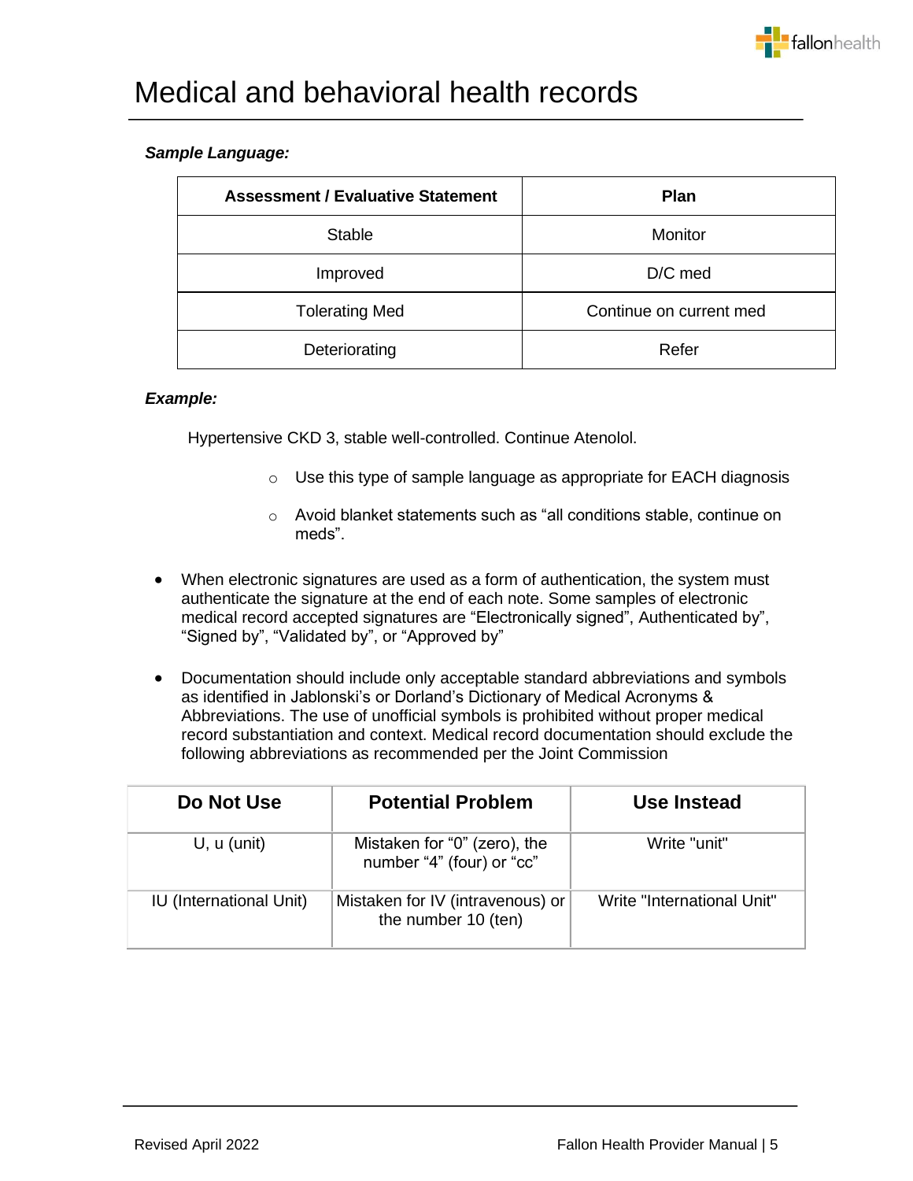# Medical and behavioral health records

***Sample Language:***

| Assessment / Evaluative Statement | Plan |
| --- | --- |
| Stable | Monitor |
| Improved | D/C med |
| Tolerating Med | Continue on current med |
| Deteriorating | Refer |

***Example:***

Hypertensive CKD 3, stable well-controlled. Continue Atenolol.

- Use this type of sample language as appropriate for EACH diagnosis
- Avoid blanket statements such as "all conditions stable, continue on meds".

- When electronic signatures are used as a form of authentication, the system must authenticate the signature at the end of each note. Some samples of electronic medical record accepted signatures are "Electronically signed", Authenticated by", "Signed by", "Validated by", or "Approved by"

- Documentation should include only acceptable standard abbreviations and symbols as identified in Jablonski's or Dorland's Dictionary of Medical Acronyms & Abbreviations. The use of unofficial symbols is prohibited without proper medical record substantiation and context. Medical record documentation should exclude the following abbreviations as recommended per the Joint Commission

| Do Not Use | Potential Problem | Use Instead |
| --- | --- | --- |
| U, u (unit) | Mistaken for "0" (zero), the number "4" (four) or "cc" | Write "unit" |
| IU (International Unit) | Mistaken for IV (intravenous) or the number 10 (ten) | Write "International Unit" |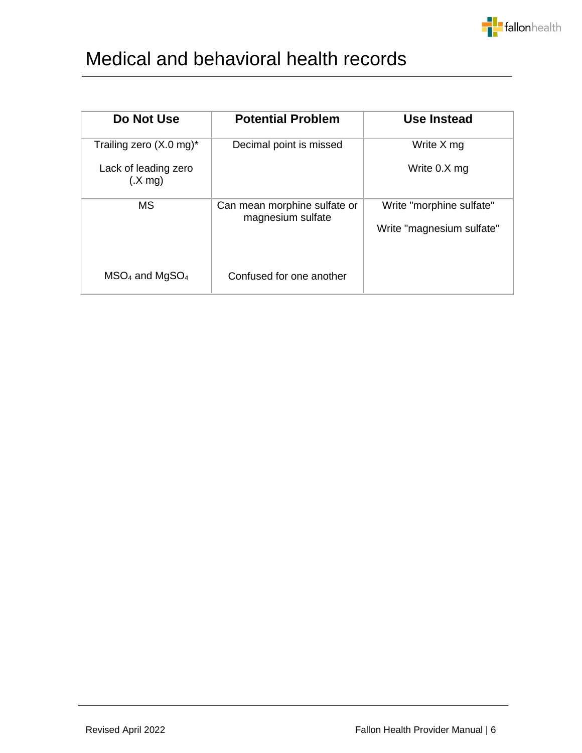# Medical and behavioral health records

| Do Not Use | Potential Problem | Use Instead |
|---|---|---|
| Trailing zero (X.0 mg)*<br><br>Lack of leading zero (.X mg) | Decimal point is missed | Write X mg<br><br>Write 0.X mg |
| MS<br><br>$MSO_4$ and $MgSO_4$ | Can mean morphine sulfate or magnesium sulfate<br><br>Confused for one another | Write "morphine sulfate"<br><br>Write "magnesium sulfate" |

Revised April 2022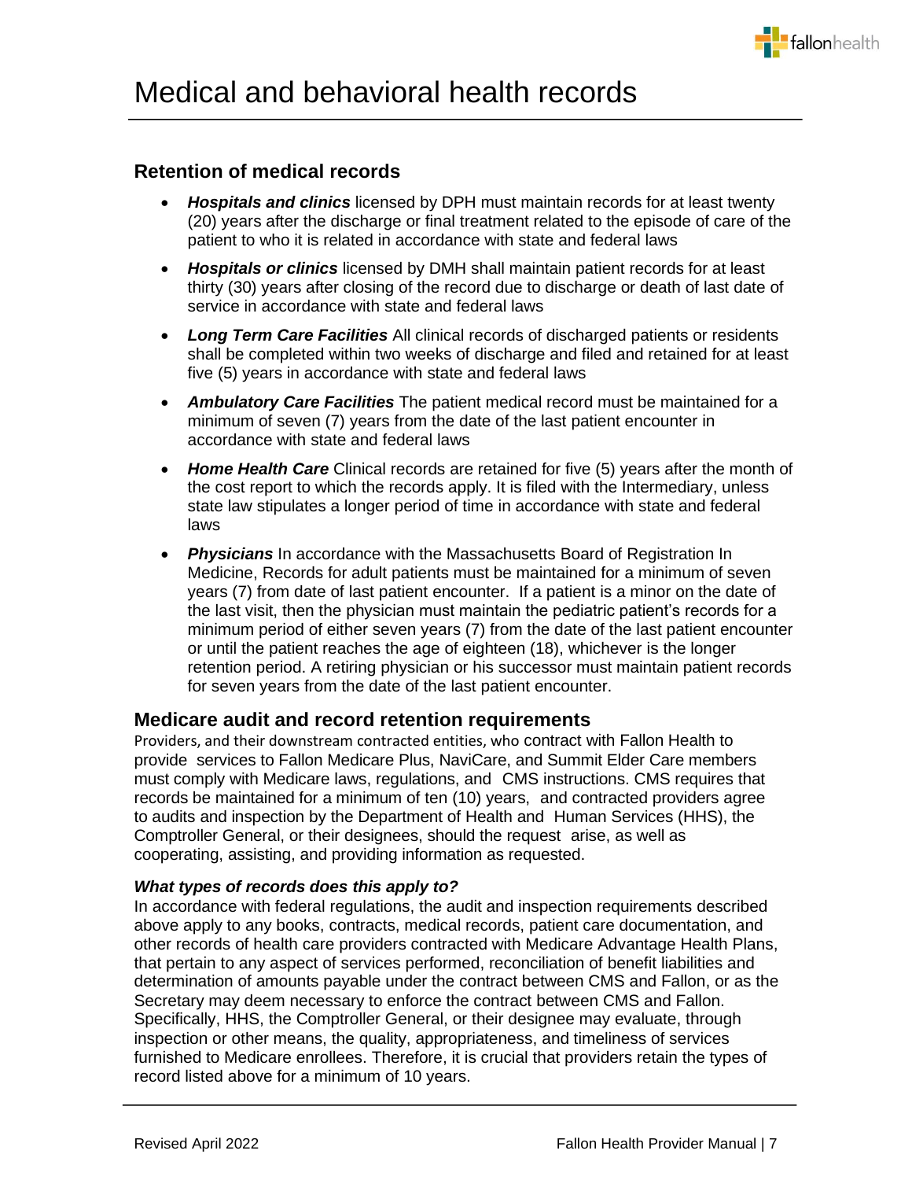# Medical and behavioral health records

## Retention of medical records

- ***Hospitals and clinics*** licensed by DPH must maintain records for at least twenty (20) years after the discharge or final treatment related to the episode of care of the patient to who it is related in accordance with state and federal laws
- ***Hospitals or clinics*** licensed by DMH shall maintain patient records for at least thirty (30) years after closing of the record due to discharge or death of last date of service in accordance with state and federal laws
- ***Long Term Care Facilities*** All clinical records of discharged patients or residents shall be completed within two weeks of discharge and filed and retained for at least five (5) years in accordance with state and federal laws
- ***Ambulatory Care Facilities*** The patient medical record must be maintained for a minimum of seven (7) years from the date of the last patient encounter in accordance with state and federal laws
- ***Home Health Care*** Clinical records are retained for five (5) years after the month of the cost report to which the records apply. It is filed with the Intermediary, unless state law stipulates a longer period of time in accordance with state and federal laws
- ***Physicians*** In accordance with the Massachusetts Board of Registration In Medicine, Records for adult patients must be maintained for a minimum of seven years (7) from date of last patient encounter. If a patient is a minor on the date of the last visit, then the physician must maintain the pediatric patient's records for a minimum period of either seven years (7) from the date of the last patient encounter or until the patient reaches the age of eighteen (18), whichever is the longer retention period. A retiring physician or his successor must maintain patient records for seven years from the date of the last patient encounter.

## Medicare audit and record retention requirements

Providers, and their downstream contracted entities, who contract with Fallon Health to provide services to Fallon Medicare Plus, NaviCare, and Summit Elder Care members must comply with Medicare laws, regulations, and CMS instructions. CMS requires that records be maintained for a minimum of ten (10) years, and contracted providers agree to audits and inspection by the Department of Health and Human Services (HHS), the Comptroller General, or their designees, should the request arise, as well as cooperating, assisting, and providing information as requested.

***What types of records does this apply to?***

In accordance with federal regulations, the audit and inspection requirements described above apply to any books, contracts, medical records, patient care documentation, and other records of health care providers contracted with Medicare Advantage Health Plans, that pertain to any aspect of services performed, reconciliation of benefit liabilities and determination of amounts payable under the contract between CMS and Fallon, or as the Secretary may deem necessary to enforce the contract between CMS and Fallon. Specifically, HHS, the Comptroller General, or their designee may evaluate, through inspection or other means, the quality, appropriateness, and timeliness of services furnished to Medicare enrollees. Therefore, it is crucial that providers retain the types of record listed above for a minimum of 10 years.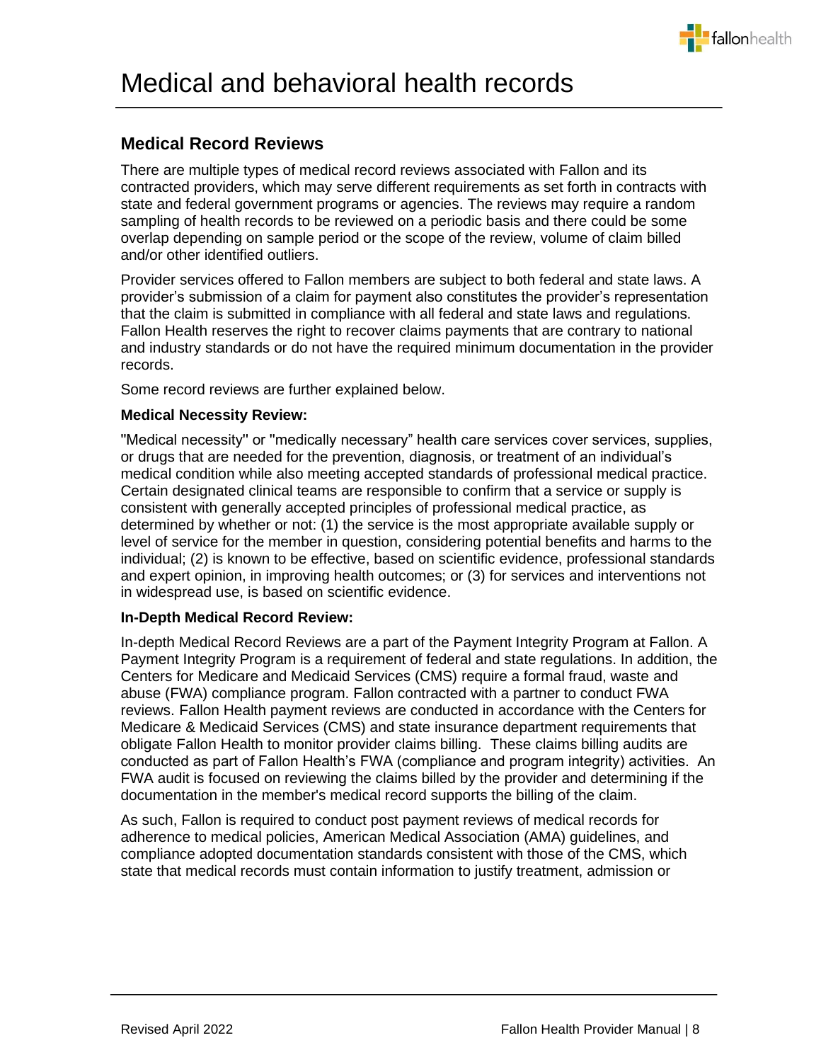# Medical and behavioral health records

## Medical Record Reviews

There are multiple types of medical record reviews associated with Fallon and its contracted providers, which may serve different requirements as set forth in contracts with state and federal government programs or agencies. The reviews may require a random sampling of health records to be reviewed on a periodic basis and there could be some overlap depending on sample period or the scope of the review, volume of claim billed and/or other identified outliers.

Provider services offered to Fallon members are subject to both federal and state laws. A provider's submission of a claim for payment also constitutes the provider's representation that the claim is submitted in compliance with all federal and state laws and regulations. Fallon Health reserves the right to recover claims payments that are contrary to national and industry standards or do not have the required minimum documentation in the provider records.

Some record reviews are further explained below.

**Medical Necessity Review:**

"Medical necessity" or "medically necessary" health care services cover services, supplies, or drugs that are needed for the prevention, diagnosis, or treatment of an individual's medical condition while also meeting accepted standards of professional medical practice. Certain designated clinical teams are responsible to confirm that a service or supply is consistent with generally accepted principles of professional medical practice, as determined by whether or not: (1) the service is the most appropriate available supply or level of service for the member in question, considering potential benefits and harms to the individual; (2) is known to be effective, based on scientific evidence, professional standards and expert opinion, in improving health outcomes; or (3) for services and interventions not in widespread use, is based on scientific evidence.

**In-Depth Medical Record Review:**

In-depth Medical Record Reviews are a part of the Payment Integrity Program at Fallon. A Payment Integrity Program is a requirement of federal and state regulations. In addition, the Centers for Medicare and Medicaid Services (CMS) require a formal fraud, waste and abuse (FWA) compliance program. Fallon contracted with a partner to conduct FWA reviews. Fallon Health payment reviews are conducted in accordance with the Centers for Medicare & Medicaid Services (CMS) and state insurance department requirements that obligate Fallon Health to monitor provider claims billing. These claims billing audits are conducted as part of Fallon Health's FWA (compliance and program integrity) activities. An FWA audit is focused on reviewing the claims billed by the provider and determining if the documentation in the member's medical record supports the billing of the claim.

As such, Fallon is required to conduct post payment reviews of medical records for adherence to medical policies, American Medical Association (AMA) guidelines, and compliance adopted documentation standards consistent with those of the CMS, which state that medical records must contain information to justify treatment, admission or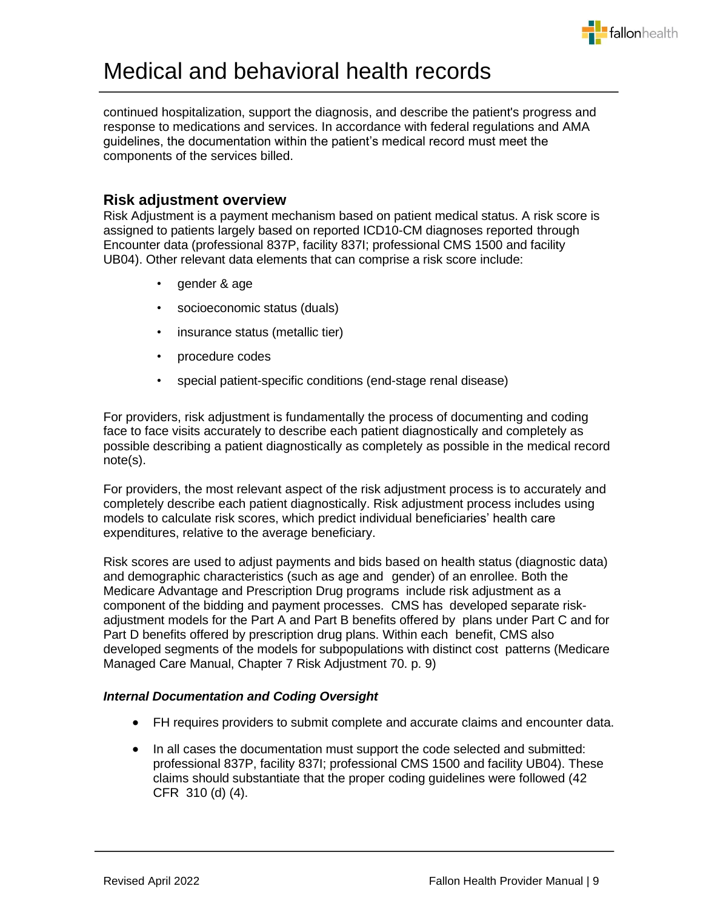# Medical and behavioral health records

continued hospitalization, support the diagnosis, and describe the patient's progress and response to medications and services. In accordance with federal regulations and AMA guidelines, the documentation within the patient's medical record must meet the components of the services billed.

## Risk adjustment overview

Risk Adjustment is a payment mechanism based on patient medical status. A risk score is assigned to patients largely based on reported ICD10-CM diagnoses reported through Encounter data (professional 837P, facility 837I; professional CMS 1500 and facility UB04). Other relevant data elements that can comprise a risk score include:

- gender & age
- socioeconomic status (duals)
- insurance status (metallic tier)
- procedure codes
- special patient-specific conditions (end-stage renal disease)

For providers, risk adjustment is fundamentally the process of documenting and coding face to face visits accurately to describe each patient diagnostically and completely as possible describing a patient diagnostically as completely as possible in the medical record note(s).

For providers, the most relevant aspect of the risk adjustment process is to accurately and completely describe each patient diagnostically. Risk adjustment process includes using models to calculate risk scores, which predict individual beneficiaries' health care expenditures, relative to the average beneficiary.

Risk scores are used to adjust payments and bids based on health status (diagnostic data) and demographic characteristics (such as age and gender) of an enrollee. Both the Medicare Advantage and Prescription Drug programs include risk adjustment as a component of the bidding and payment processes. CMS has developed separate risk-adjustment models for the Part A and Part B benefits offered by plans under Part C and for Part D benefits offered by prescription drug plans. Within each benefit, CMS also developed segments of the models for subpopulations with distinct cost patterns (Medicare Managed Care Manual, Chapter 7 Risk Adjustment 70. p. 9)

***Internal Documentation and Coding Oversight***

- FH requires providers to submit complete and accurate claims and encounter data.
- In all cases the documentation must support the code selected and submitted: professional 837P, facility 837I; professional CMS 1500 and facility UB04). These claims should substantiate that the proper coding guidelines were followed (42 CFR 310 (d) (4).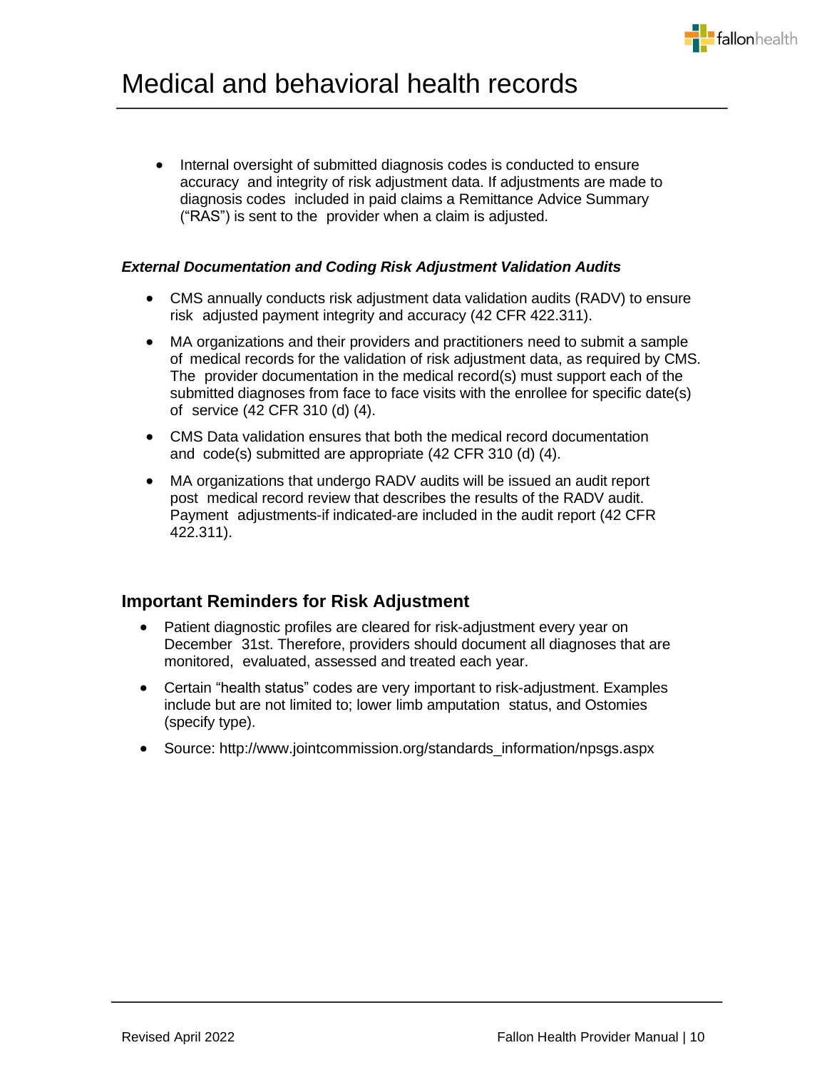# Medical and behavioral health records

- Internal oversight of submitted diagnosis codes is conducted to ensure accuracy and integrity of risk adjustment data. If adjustments are made to diagnosis codes included in paid claims a Remittance Advice Summary ("RAS") is sent to the provider when a claim is adjusted.

***External Documentation and Coding Risk Adjustment Validation Audits***

- CMS annually conducts risk adjustment data validation audits (RADV) to ensure risk adjusted payment integrity and accuracy (42 CFR 422.311).
- MA organizations and their providers and practitioners need to submit a sample of medical records for the validation of risk adjustment data, as required by CMS. The provider documentation in the medical record(s) must support each of the submitted diagnoses from face to face visits with the enrollee for specific date(s) of service (42 CFR 310 (d) (4).
- CMS Data validation ensures that both the medical record documentation and code(s) submitted are appropriate (42 CFR 310 (d) (4).
- MA organizations that undergo RADV audits will be issued an audit report post medical record review that describes the results of the RADV audit. Payment adjustments-if indicated-are included in the audit report (42 CFR 422.311).

## Important Reminders for Risk Adjustment

- Patient diagnostic profiles are cleared for risk-adjustment every year on December 31st. Therefore, providers should document all diagnoses that are monitored, evaluated, assessed and treated each year.
- Certain "health status" codes are very important to risk-adjustment. Examples include but are not limited to; lower limb amputation status, and Ostomies (specify type).
- Source: http://www.jointcommission.org/standards_information/npsgs.aspx